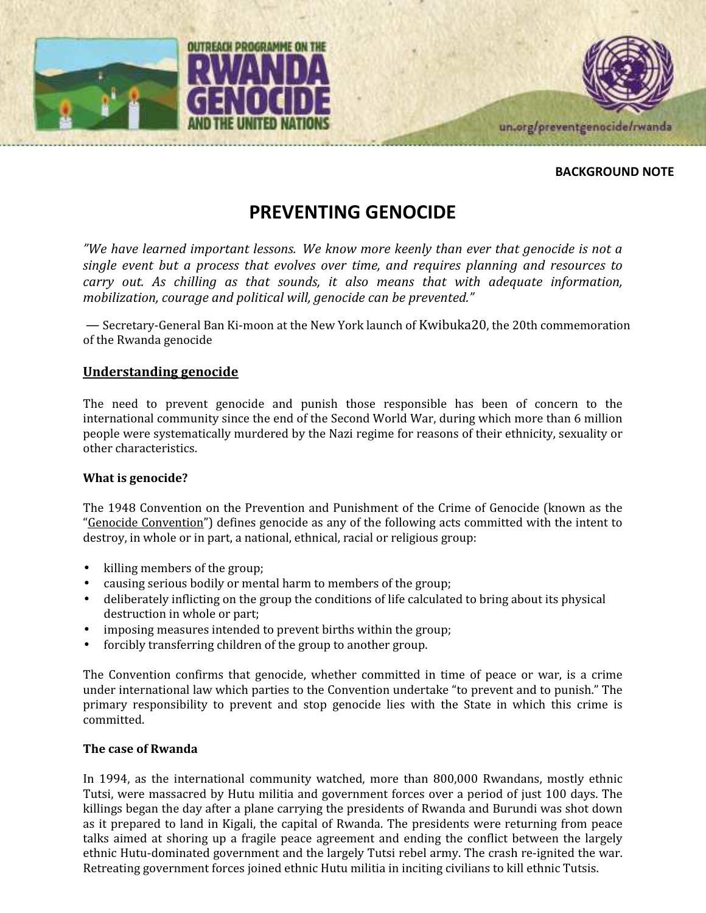OUTREACH PROGRAMME ON THE RWANDA GENOCIDE AND THE UNITED NATIONS

un.org/preventgenocide/rwanda

**BACKGROUND NOTE**

# PREVENTING GENOCIDE

*"We have learned important lessons. We know more keenly than ever that genocide is not a single event but a process that evolves over time, and requires planning and resources to carry out. As chilling as that sounds, it also means that with adequate information, mobilization, courage and political will, genocide can be prevented."*

— Secretary-General Ban Ki-moon at the New York launch of Kwibuka20, the 20th commemoration of the Rwanda genocide

## Understanding genocide

The need to prevent genocide and punish those responsible has been of concern to the international community since the end of the Second World War, during which more than 6 million people were systematically murdered by the Nazi regime for reasons of their ethnicity, sexuality or other characteristics.

### What is genocide?

The 1948 Convention on the Prevention and Punishment of the Crime of Genocide (known as the "Genocide Convention") defines genocide as any of the following acts committed with the intent to destroy, in whole or in part, a national, ethnical, racial or religious group:

- killing members of the group;
- causing serious bodily or mental harm to members of the group;
- deliberately inflicting on the group the conditions of life calculated to bring about its physical destruction in whole or part;
- imposing measures intended to prevent births within the group;
- forcibly transferring children of the group to another group.

The Convention confirms that genocide, whether committed in time of peace or war, is a crime under international law which parties to the Convention undertake "to prevent and to punish." The primary responsibility to prevent and stop genocide lies with the State in which this crime is committed.

### The case of Rwanda

In 1994, as the international community watched, more than 800,000 Rwandans, mostly ethnic Tutsi, were massacred by Hutu militia and government forces over a period of just 100 days. The killings began the day after a plane carrying the presidents of Rwanda and Burundi was shot down as it prepared to land in Kigali, the capital of Rwanda. The presidents were returning from peace talks aimed at shoring up a fragile peace agreement and ending the conflict between the largely ethnic Hutu-dominated government and the largely Tutsi rebel army. The crash re-ignited the war. Retreating government forces joined ethnic Hutu militia in inciting civilians to kill ethnic Tutsis.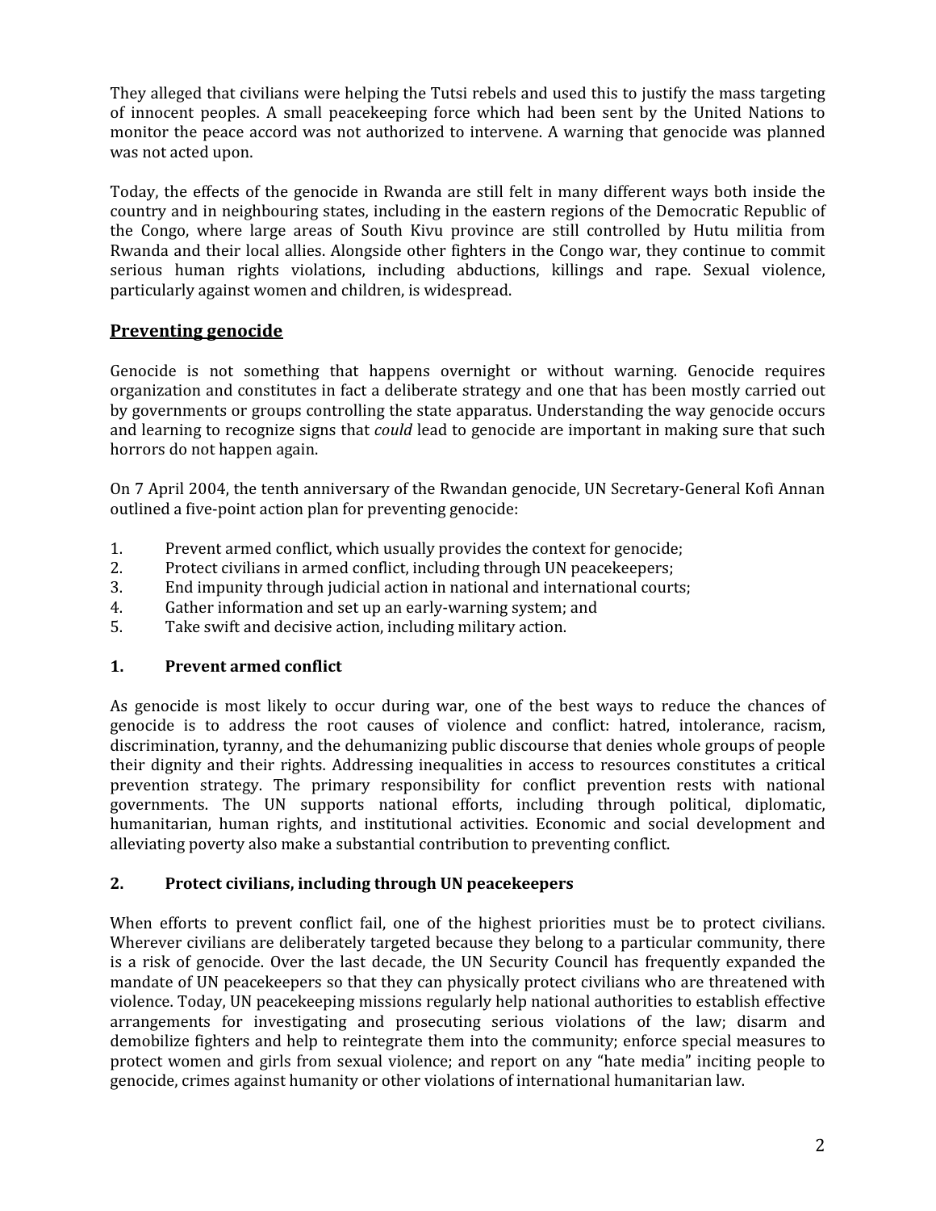They alleged that civilians were helping the Tutsi rebels and used this to justify the mass targeting of innocent peoples. A small peacekeeping force which had been sent by the United Nations to monitor the peace accord was not authorized to intervene. A warning that genocide was planned was not acted upon.

Today, the effects of the genocide in Rwanda are still felt in many different ways both inside the country and in neighbouring states, including in the eastern regions of the Democratic Republic of the Congo, where large areas of South Kivu province are still controlled by Hutu militia from Rwanda and their local allies. Alongside other fighters in the Congo war, they continue to commit serious human rights violations, including abductions, killings and rape. Sexual violence, particularly against women and children, is widespread.

## Preventing genocide

Genocide is not something that happens overnight or without warning. Genocide requires organization and constitutes in fact a deliberate strategy and one that has been mostly carried out by governments or groups controlling the state apparatus. Understanding the way genocide occurs and learning to recognize signs that *could* lead to genocide are important in making sure that such horrors do not happen again.

On 7 April 2004, the tenth anniversary of the Rwandan genocide, UN Secretary-General Kofi Annan outlined a five-point action plan for preventing genocide:

1. Prevent armed conflict, which usually provides the context for genocide;
2. Protect civilians in armed conflict, including through UN peacekeepers;
3. End impunity through judicial action in national and international courts;
4. Gather information and set up an early-warning system; and
5. Take swift and decisive action, including military action.

### 1. Prevent armed conflict

As genocide is most likely to occur during war, one of the best ways to reduce the chances of genocide is to address the root causes of violence and conflict: hatred, intolerance, racism, discrimination, tyranny, and the dehumanizing public discourse that denies whole groups of people their dignity and their rights. Addressing inequalities in access to resources constitutes a critical prevention strategy. The primary responsibility for conflict prevention rests with national governments. The UN supports national efforts, including through political, diplomatic, humanitarian, human rights, and institutional activities. Economic and social development and alleviating poverty also make a substantial contribution to preventing conflict.

### 2. Protect civilians, including through UN peacekeepers

When efforts to prevent conflict fail, one of the highest priorities must be to protect civilians. Wherever civilians are deliberately targeted because they belong to a particular community, there is a risk of genocide. Over the last decade, the UN Security Council has frequently expanded the mandate of UN peacekeepers so that they can physically protect civilians who are threatened with violence. Today, UN peacekeeping missions regularly help national authorities to establish effective arrangements for investigating and prosecuting serious violations of the law; disarm and demobilize fighters and help to reintegrate them into the community; enforce special measures to protect women and girls from sexual violence; and report on any "hate media" inciting people to genocide, crimes against humanity or other violations of international humanitarian law.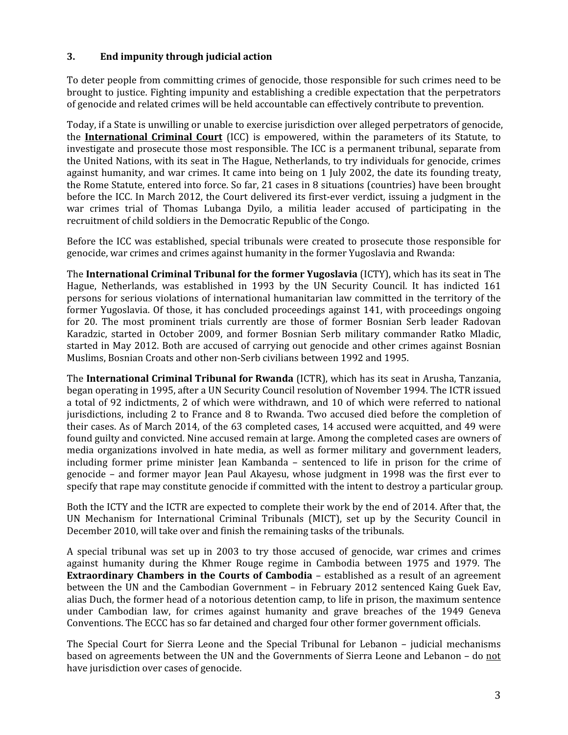### 3. End impunity through judicial action

To deter people from committing crimes of genocide, those responsible for such crimes need to be brought to justice. Fighting impunity and establishing a credible expectation that the perpetrators of genocide and related crimes will be held accountable can effectively contribute to prevention.

Today, if a State is unwilling or unable to exercise jurisdiction over alleged perpetrators of genocide, the **International Criminal Court** (ICC) is empowered, within the parameters of its Statute, to investigate and prosecute those most responsible. The ICC is a permanent tribunal, separate from the United Nations, with its seat in The Hague, Netherlands, to try individuals for genocide, crimes against humanity, and war crimes. It came into being on 1 July 2002, the date its founding treaty, the Rome Statute, entered into force. So far, 21 cases in 8 situations (countries) have been brought before the ICC. In March 2012, the Court delivered its first-ever verdict, issuing a judgment in the war crimes trial of Thomas Lubanga Dyilo, a militia leader accused of participating in the recruitment of child soldiers in the Democratic Republic of the Congo.

Before the ICC was established, special tribunals were created to prosecute those responsible for genocide, war crimes and crimes against humanity in the former Yugoslavia and Rwanda:

The **International Criminal Tribunal for the former Yugoslavia** (ICTY), which has its seat in The Hague, Netherlands, was established in 1993 by the UN Security Council. It has indicted 161 persons for serious violations of international humanitarian law committed in the territory of the former Yugoslavia. Of those, it has concluded proceedings against 141, with proceedings ongoing for 20. The most prominent trials currently are those of former Bosnian Serb leader Radovan Karadzic, started in October 2009, and former Bosnian Serb military commander Ratko Mladic, started in May 2012. Both are accused of carrying out genocide and other crimes against Bosnian Muslims, Bosnian Croats and other non-Serb civilians between 1992 and 1995.

The **International Criminal Tribunal for Rwanda** (ICTR), which has its seat in Arusha, Tanzania, began operating in 1995, after a UN Security Council resolution of November 1994. The ICTR issued a total of 92 indictments, 2 of which were withdrawn, and 10 of which were referred to national jurisdictions, including 2 to France and 8 to Rwanda. Two accused died before the completion of their cases. As of March 2014, of the 63 completed cases, 14 accused were acquitted, and 49 were found guilty and convicted. Nine accused remain at large. Among the completed cases are owners of media organizations involved in hate media, as well as former military and government leaders, including former prime minister Jean Kambanda – sentenced to life in prison for the crime of genocide – and former mayor Jean Paul Akayesu, whose judgment in 1998 was the first ever to specify that rape may constitute genocide if committed with the intent to destroy a particular group.

Both the ICTY and the ICTR are expected to complete their work by the end of 2014. After that, the UN Mechanism for International Criminal Tribunals (MICT), set up by the Security Council in December 2010, will take over and finish the remaining tasks of the tribunals.

A special tribunal was set up in 2003 to try those accused of genocide, war crimes and crimes against humanity during the Khmer Rouge regime in Cambodia between 1975 and 1979. The **Extraordinary Chambers in the Courts of Cambodia** – established as a result of an agreement between the UN and the Cambodian Government – in February 2012 sentenced Kaing Guek Eav, alias Duch, the former head of a notorious detention camp, to life in prison, the maximum sentence under Cambodian law, for crimes against humanity and grave breaches of the 1949 Geneva Conventions. The ECCC has so far detained and charged four other former government officials.

The Special Court for Sierra Leone and the Special Tribunal for Lebanon – judicial mechanisms based on agreements between the UN and the Governments of Sierra Leone and Lebanon – do <u>not</u> have jurisdiction over cases of genocide.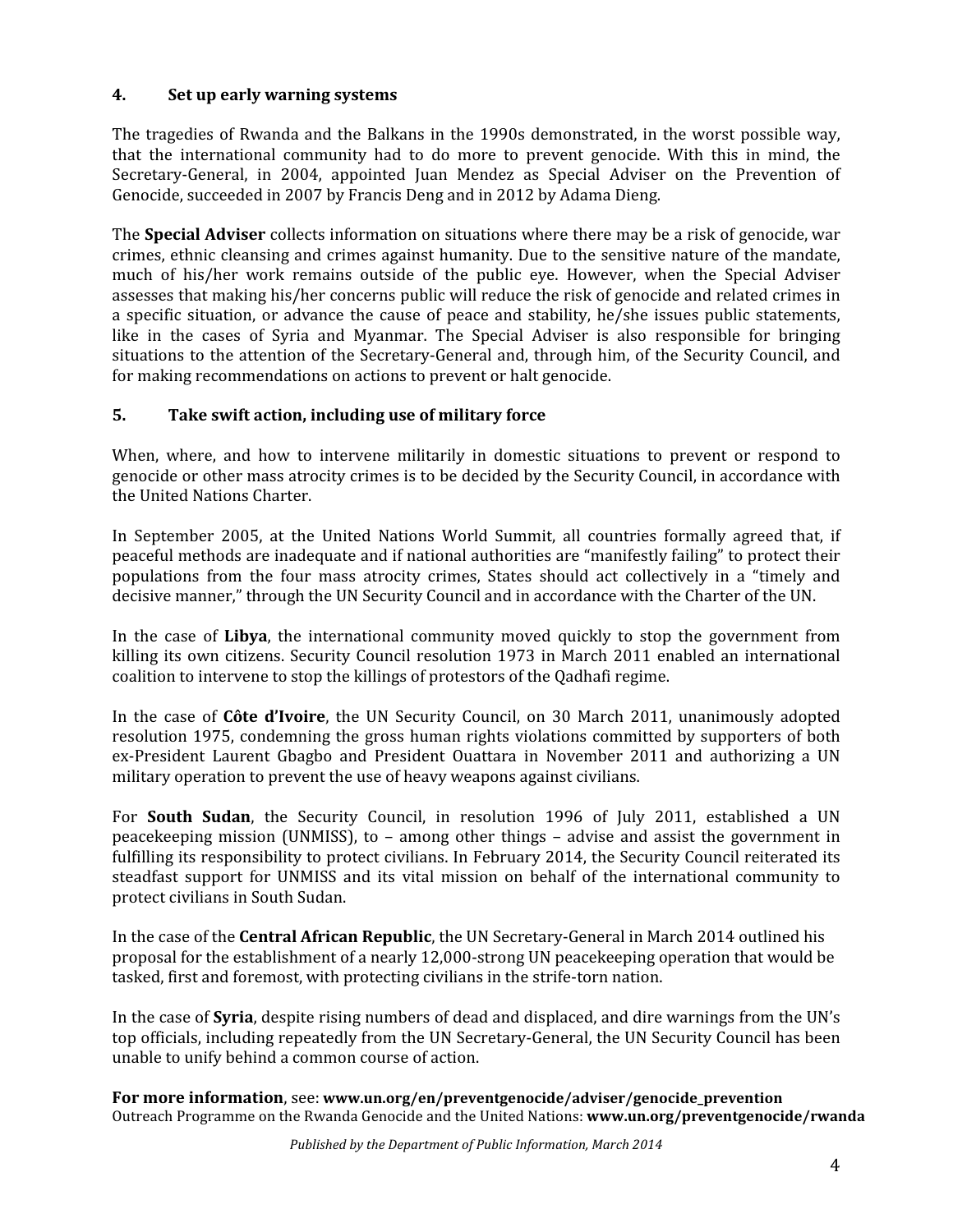## 4. Set up early warning systems

The tragedies of Rwanda and the Balkans in the 1990s demonstrated, in the worst possible way, that the international community had to do more to prevent genocide. With this in mind, the Secretary-General, in 2004, appointed Juan Mendez as Special Adviser on the Prevention of Genocide, succeeded in 2007 by Francis Deng and in 2012 by Adama Dieng.

The **Special Adviser** collects information on situations where there may be a risk of genocide, war crimes, ethnic cleansing and crimes against humanity. Due to the sensitive nature of the mandate, much of his/her work remains outside of the public eye. However, when the Special Adviser assesses that making his/her concerns public will reduce the risk of genocide and related crimes in a specific situation, or advance the cause of peace and stability, he/she issues public statements, like in the cases of Syria and Myanmar. The Special Adviser is also responsible for bringing situations to the attention of the Secretary-General and, through him, of the Security Council, and for making recommendations on actions to prevent or halt genocide.

## 5. Take swift action, including use of military force

When, where, and how to intervene militarily in domestic situations to prevent or respond to genocide or other mass atrocity crimes is to be decided by the Security Council, in accordance with the United Nations Charter.

In September 2005, at the United Nations World Summit, all countries formally agreed that, if peaceful methods are inadequate and if national authorities are "manifestly failing" to protect their populations from the four mass atrocity crimes, States should act collectively in a "timely and decisive manner," through the UN Security Council and in accordance with the Charter of the UN.

In the case of **Libya**, the international community moved quickly to stop the government from killing its own citizens. Security Council resolution 1973 in March 2011 enabled an international coalition to intervene to stop the killings of protestors of the Qadhafi regime.

In the case of **Côte d'Ivoire**, the UN Security Council, on 30 March 2011, unanimously adopted resolution 1975, condemning the gross human rights violations committed by supporters of both ex-President Laurent Gbagbo and President Ouattara in November 2011 and authorizing a UN military operation to prevent the use of heavy weapons against civilians.

For **South Sudan**, the Security Council, in resolution 1996 of July 2011, established a UN peacekeeping mission (UNMISS), to – among other things – advise and assist the government in fulfilling its responsibility to protect civilians. In February 2014, the Security Council reiterated its steadfast support for UNMISS and its vital mission on behalf of the international community to protect civilians in South Sudan.

In the case of the **Central African Republic**, the UN Secretary-General in March 2014 outlined his proposal for the establishment of a nearly 12,000-strong UN peacekeeping operation that would be tasked, first and foremost, with protecting civilians in the strife-torn nation.

In the case of **Syria**, despite rising numbers of dead and displaced, and dire warnings from the UN's top officials, including repeatedly from the UN Secretary-General, the UN Security Council has been unable to unify behind a common course of action.

**For more information**, see: **www.un.org/en/preventgenocide/adviser/genocide_prevention**
Outreach Programme on the Rwanda Genocide and the United Nations: **www.un.org/preventgenocide/rwanda**

*Published by the Department of Public Information, March 2014*